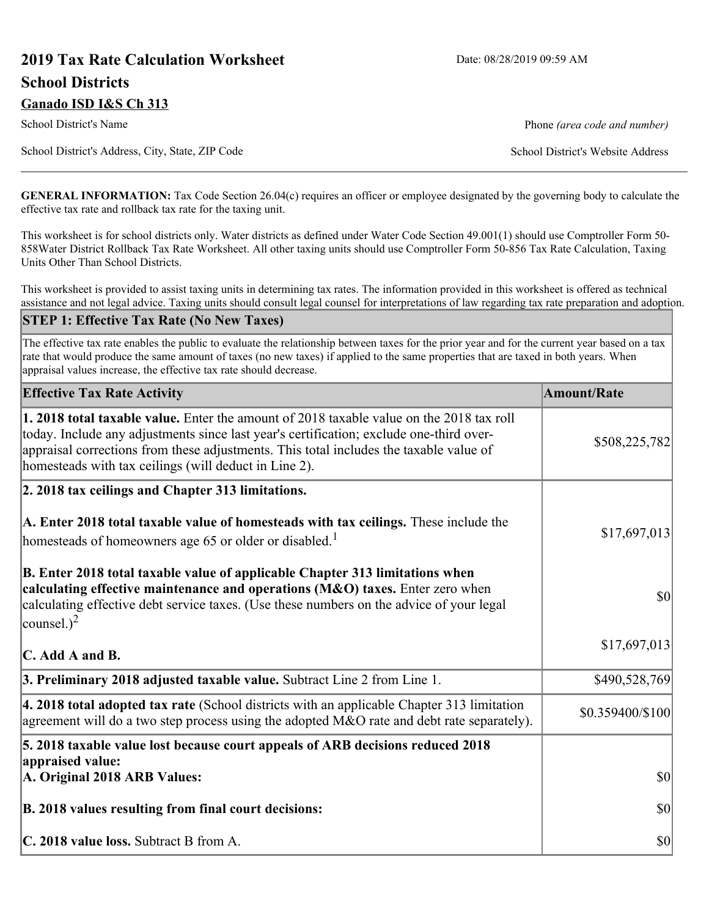# 2019 Tax Rate Calculation Worksheet

Date: 08/28/2019 09:59 AM

## School Districts

**Ganado ISD I&S Ch 313**

School District's Name | Phone *(area code and number)*

School District's Address, City, State, ZIP Code | School District's Website Address

**GENERAL INFORMATION:** Tax Code Section 26.04(c) requires an officer or employee designated by the governing body to calculate the effective tax rate and rollback tax rate for the taxing unit.

This worksheet is for school districts only. Water districts as defined under Water Code Section 49.001(1) should use Comptroller Form 50-858Water District Rollback Tax Rate Worksheet. All other taxing units should use Comptroller Form 50-856 Tax Rate Calculation, Taxing Units Other Than School Districts.

This worksheet is provided to assist taxing units in determining tax rates. The information provided in this worksheet is offered as technical assistance and not legal advice. Taxing units should consult legal counsel for interpretations of law regarding tax rate preparation and adoption.

### STEP 1: Effective Tax Rate (No New Taxes)

The effective tax rate enables the public to evaluate the relationship between taxes for the prior year and for the current year based on a tax rate that would produce the same amount of taxes (no new taxes) if applied to the same properties that are taxed in both years. When appraisal values increase, the effective tax rate should decrease.

| Effective Tax Rate Activity | Amount/Rate |
|---|---|
| **1. 2018 total taxable value.** Enter the amount of 2018 taxable value on the 2018 tax roll today. Include any adjustments since last year's certification; exclude one-third over-appraisal corrections from these adjustments. This total includes the taxable value of homesteads with tax ceilings (will deduct in Line 2). | $508,225,782 |
| **2. 2018 tax ceilings and Chapter 313 limitations.** | |
| **A. Enter 2018 total taxable value of homesteads with tax ceilings.** These include the homesteads of homeowners age 65 or older or disabled.[1] | $17,697,013 |
| **B. Enter 2018 total taxable value of applicable Chapter 313 limitations when calculating effective maintenance and operations (M&O) taxes.** Enter zero when calculating effective debt service taxes. (Use these numbers on the advice of your legal counsel.)[2] | $0 |
| **C. Add A and B.** | $17,697,013 |
| **3. Preliminary 2018 adjusted taxable value.** Subtract Line 2 from Line 1. | $490,528,769 |
| **4. 2018 total adopted tax rate** (School districts with an applicable Chapter 313 limitation agreement will do a two step process using the adopted M&O rate and debt rate separately). | $0.359400/$100 |
| **5. 2018 taxable value lost because court appeals of ARB decisions reduced 2018 appraised value:** | |
| **A. Original 2018 ARB Values:** | $0 |
| **B. 2018 values resulting from final court decisions:** | $0 |
| **C. 2018 value loss.** Subtract B from A. | $0 |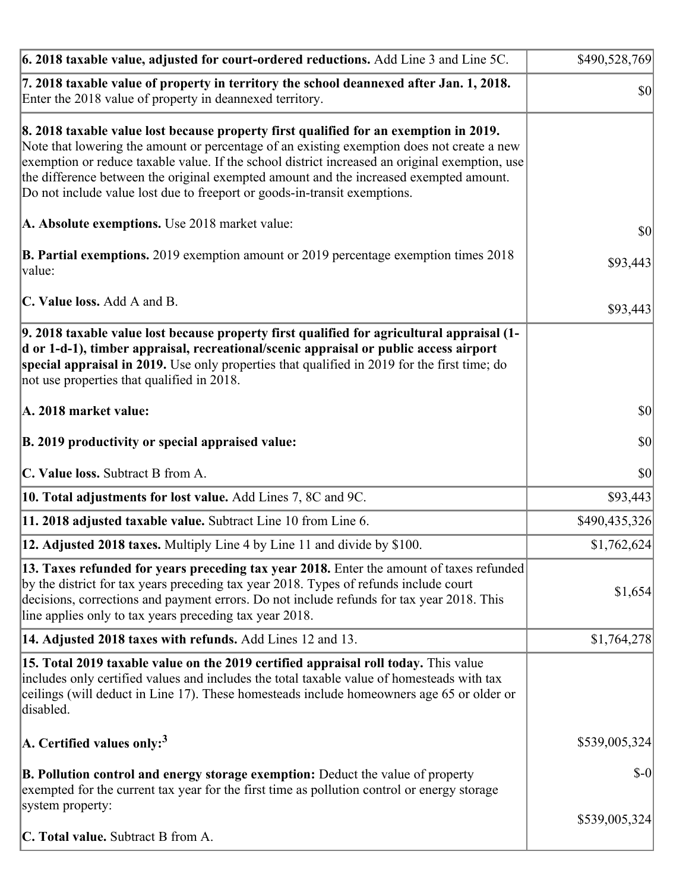| | |
|---|---|
| **6. 2018 taxable value, adjusted for court-ordered reductions.** Add Line 3 and Line 5C. | $490,528,769 |
| **7. 2018 taxable value of property in territory the school deannexed after Jan. 1, 2018.** Enter the 2018 value of property in deannexed territory. | $0 |
| **8. 2018 taxable value lost because property first qualified for an exemption in 2019.** Note that lowering the amount or percentage of an existing exemption does not create a new exemption or reduce taxable value. If the school district increased an original exemption, use the difference between the original exempted amount and the increased exempted amount. Do not include value lost due to freeport or goods-in-transit exemptions.<br><br>**A. Absolute exemptions.** Use 2018 market value:<br><br>**B. Partial exemptions.** 2019 exemption amount or 2019 percentage exemption times 2018 value:<br><br>**C. Value loss.** Add A and B. | <br><br><br><br><br>$0<br><br>$93,443<br><br>$93,443 |
| **9. 2018 taxable value lost because property first qualified for agricultural appraisal (1-d or 1-d-1), timber appraisal, recreational/scenic appraisal or public access airport special appraisal in 2019.** Use only properties that qualified in 2019 for the first time; do not use properties that qualified in 2018.<br><br>**A. 2018 market value:**<br><br>**B. 2019 productivity or special appraised value:**<br><br>**C. Value loss.** Subtract B from A. | <br><br><br><br>$0<br><br>$0<br><br>$0 |
| **10. Total adjustments for lost value.** Add Lines 7, 8C and 9C. | $93,443 |
| **11. 2018 adjusted taxable value.** Subtract Line 10 from Line 6. | $490,435,326 |
| **12. Adjusted 2018 taxes.** Multiply Line 4 by Line 11 and divide by $100. | $1,762,624 |
| **13. Taxes refunded for years preceding tax year 2018.** Enter the amount of taxes refunded by the district for tax years preceding tax year 2018. Types of refunds include court decisions, corrections and payment errors. Do not include refunds for tax year 2018. This line applies only to tax years preceding tax year 2018. | $1,654 |
| **14. Adjusted 2018 taxes with refunds.** Add Lines 12 and 13. | $1,764,278 |
| **15. Total 2019 taxable value on the 2019 certified appraisal roll today.** This value includes only certified values and includes the total taxable value of homesteads with tax ceilings (will deduct in Line 17). These homesteads include homeowners age 65 or older or disabled.<br><br>**A. Certified values only:**[3]<br><br>**B. Pollution control and energy storage exemption:** Deduct the value of property exempted for the current tax year for the first time as pollution control or energy storage system property:<br><br>**C. Total value.** Subtract B from A. | <br><br><br><br>$539,005,324<br><br>$-0<br><br>$539,005,324 |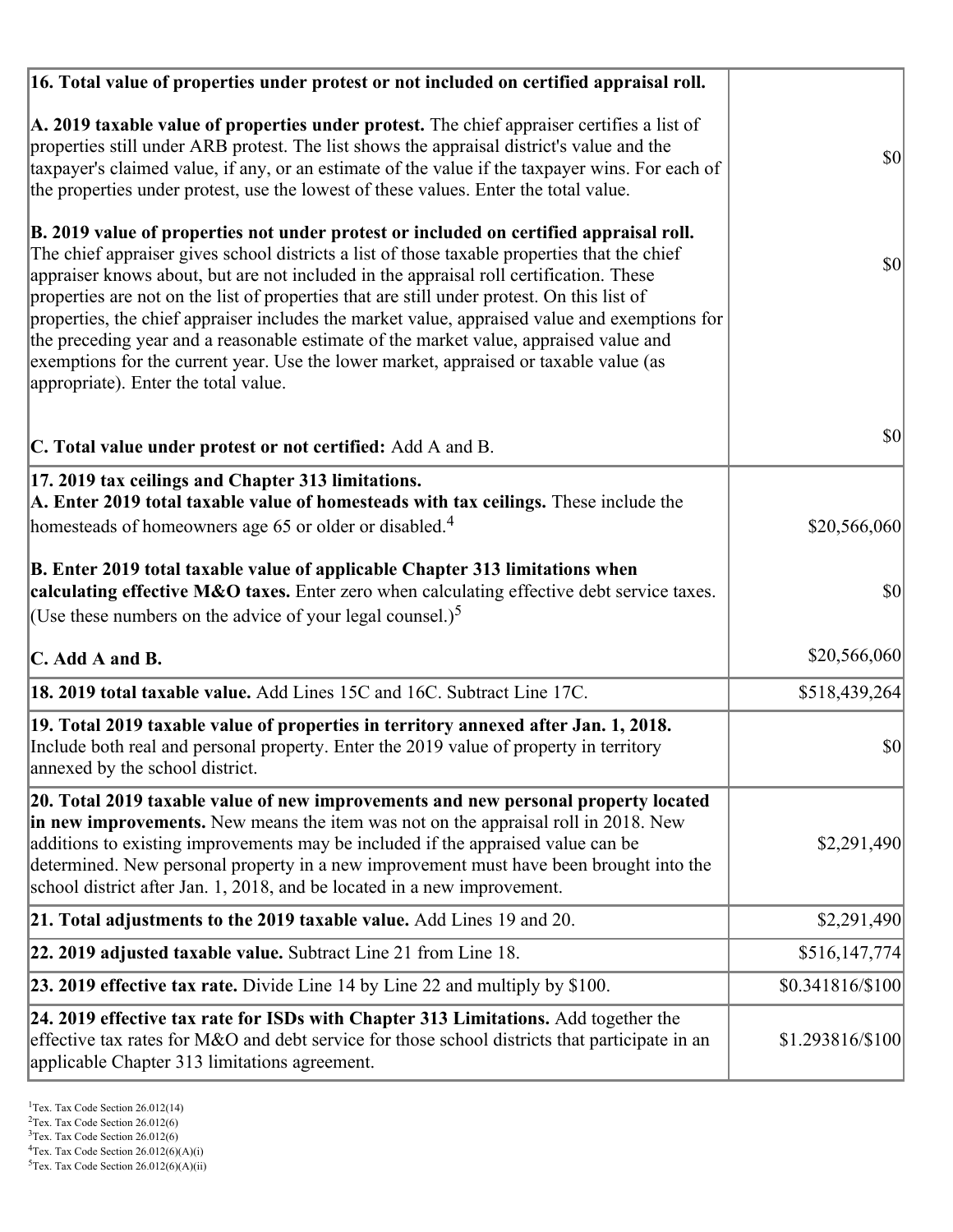| | |
|---|---|
| **16. Total value of properties under protest or not included on certified appraisal roll.** | |
| **A. 2019 taxable value of properties under protest.** The chief appraiser certifies a list of properties still under ARB protest. The list shows the appraisal district's value and the taxpayer's claimed value, if any, or an estimate of the value if the taxpayer wins. For each of the properties under protest, use the lowest of these values. Enter the total value. | $0 |
| **B. 2019 value of properties not under protest or included on certified appraisal roll.** The chief appraiser gives school districts a list of those taxable properties that the chief appraiser knows about, but are not included in the appraisal roll certification. These properties are not on the list of properties that are still under protest. On this list of properties, the chief appraiser includes the market value, appraised value and exemptions for the preceding year and a reasonable estimate of the market value, appraised value and exemptions for the current year. Use the lower market, appraised or taxable value (as appropriate). Enter the total value. | $0 |
| **C. Total value under protest or not certified:** Add A and B. | $0 |
| **17. 2019 tax ceilings and Chapter 313 limitations.** | |
| **A. Enter 2019 total taxable value of homesteads with tax ceilings.** These include the homesteads of homeowners age 65 or older or disabled.[4] | $20,566,060 |
| **B. Enter 2019 total taxable value of applicable Chapter 313 limitations when calculating effective M&O taxes.** Enter zero when calculating effective debt service taxes. (Use these numbers on the advice of your legal counsel.)[5] | $0 |
| **C. Add A and B.** | $20,566,060 |
| **18. 2019 total taxable value.** Add Lines 15C and 16C. Subtract Line 17C. | $518,439,264 |
| **19. Total 2019 taxable value of properties in territory annexed after Jan. 1, 2018.** Include both real and personal property. Enter the 2019 value of property in territory annexed by the school district. | $0 |
| **20. Total 2019 taxable value of new improvements and new personal property located in new improvements.** New means the item was not on the appraisal roll in 2018. New additions to existing improvements may be included if the appraised value can be determined. New personal property in a new improvement must have been brought into the school district after Jan. 1, 2018, and be located in a new improvement. | $2,291,490 |
| **21. Total adjustments to the 2019 taxable value.** Add Lines 19 and 20. | $2,291,490 |
| **22. 2019 adjusted taxable value.** Subtract Line 21 from Line 18. | $516,147,774 |
| **23. 2019 effective tax rate.** Divide Line 14 by Line 22 and multiply by $100. | $0.341816/$100 |
| **24. 2019 effective tax rate for ISDs with Chapter 313 Limitations.** Add together the effective tax rates for M&O and debt service for those school districts that participate in an applicable Chapter 313 limitations agreement. | $1.293816/$100 |

[1] Tex. Tax Code Section 26.012(14)
[2] Tex. Tax Code Section 26.012(6)
[3] Tex. Tax Code Section 26.012(6)
[4] Tex. Tax Code Section 26.012(6)(A)(i)
[5] Tex. Tax Code Section 26.012(6)(A)(ii)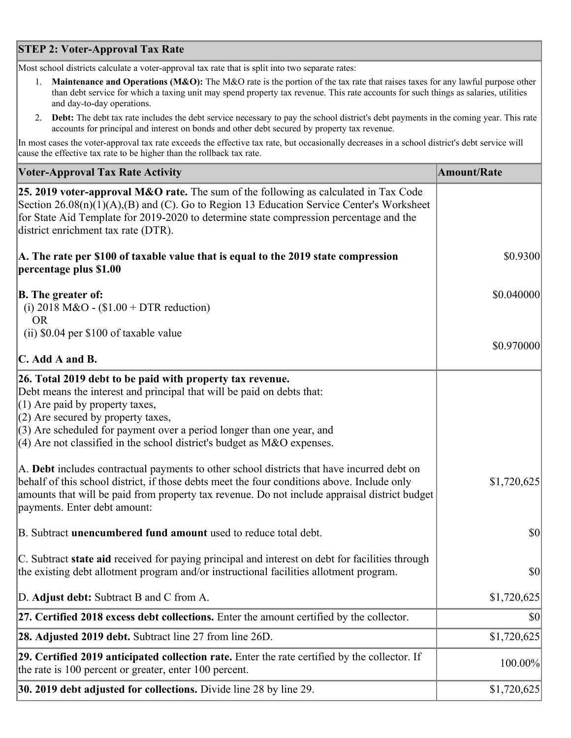## STEP 2: Voter-Approval Tax Rate

Most school districts calculate a voter-approval tax rate that is split into two separate rates:

1. **Maintenance and Operations (M&O):** The M&O rate is the portion of the tax rate that raises taxes for any lawful purpose other than debt service for which a taxing unit may spend property tax revenue. This rate accounts for such things as salaries, utilities and day-to-day operations.
2. **Debt:** The debt tax rate includes the debt service necessary to pay the school district's debt payments in the coming year. This rate accounts for principal and interest on bonds and other debt secured by property tax revenue.

In most cases the voter-approval tax rate exceeds the effective tax rate, but occasionally decreases in a school district's debt service will cause the effective tax rate to be higher than the rollback tax rate.

| Voter-Approval Tax Rate Activity | Amount/Rate |
| --- | --- |
| **25. 2019 voter-approval M&O rate.** The sum of the following as calculated in Tax Code Section 26.08(n)(1)(A),(B) and (C). Go to Region 13 Education Service Center's Worksheet for State Aid Template for 2019-2020 to determine state compression percentage and the district enrichment tax rate (DTR). | |
| **A. The rate per $100 of taxable value that is equal to the 2019 state compression percentage plus $1.00** | $0.9300 |
| **B. The greater of:**<br>(i) 2018 M&O - ($1.00 + DTR reduction)<br>OR<br>(ii) $0.04 per $100 of taxable value | $0.040000 |
| **C. Add A and B.** | $0.970000 |
| **26. Total 2019 debt to be paid with property tax revenue.**<br>Debt means the interest and principal that will be paid on debts that:<br>(1) Are paid by property taxes,<br>(2) Are secured by property taxes,<br>(3) Are scheduled for payment over a period longer than one year, and<br>(4) Are not classified in the school district's budget as M&O expenses. | |
| A. **Debt** includes contractual payments to other school districts that have incurred debt on behalf of this school district, if those debts meet the four conditions above. Include only amounts that will be paid from property tax revenue. Do not include appraisal district budget payments. Enter debt amount: | $1,720,625 |
| B. Subtract **unencumbered fund amount** used to reduce total debt. | $0 |
| C. Subtract **state aid** received for paying principal and interest on debt for facilities through the existing debt allotment program and/or instructional facilities allotment program. | $0 |
| D. **Adjust debt:** Subtract B and C from A. | $1,720,625 |
| **27. Certified 2018 excess debt collections.** Enter the amount certified by the collector. | $0 |
| **28. Adjusted 2019 debt.** Subtract line 27 from line 26D. | $1,720,625 |
| **29. Certified 2019 anticipated collection rate.** Enter the rate certified by the collector. If the rate is 100 percent or greater, enter 100 percent. | 100.00% |
| **30. 2019 debt adjusted for collections.** Divide line 28 by line 29. | $1,720,625 |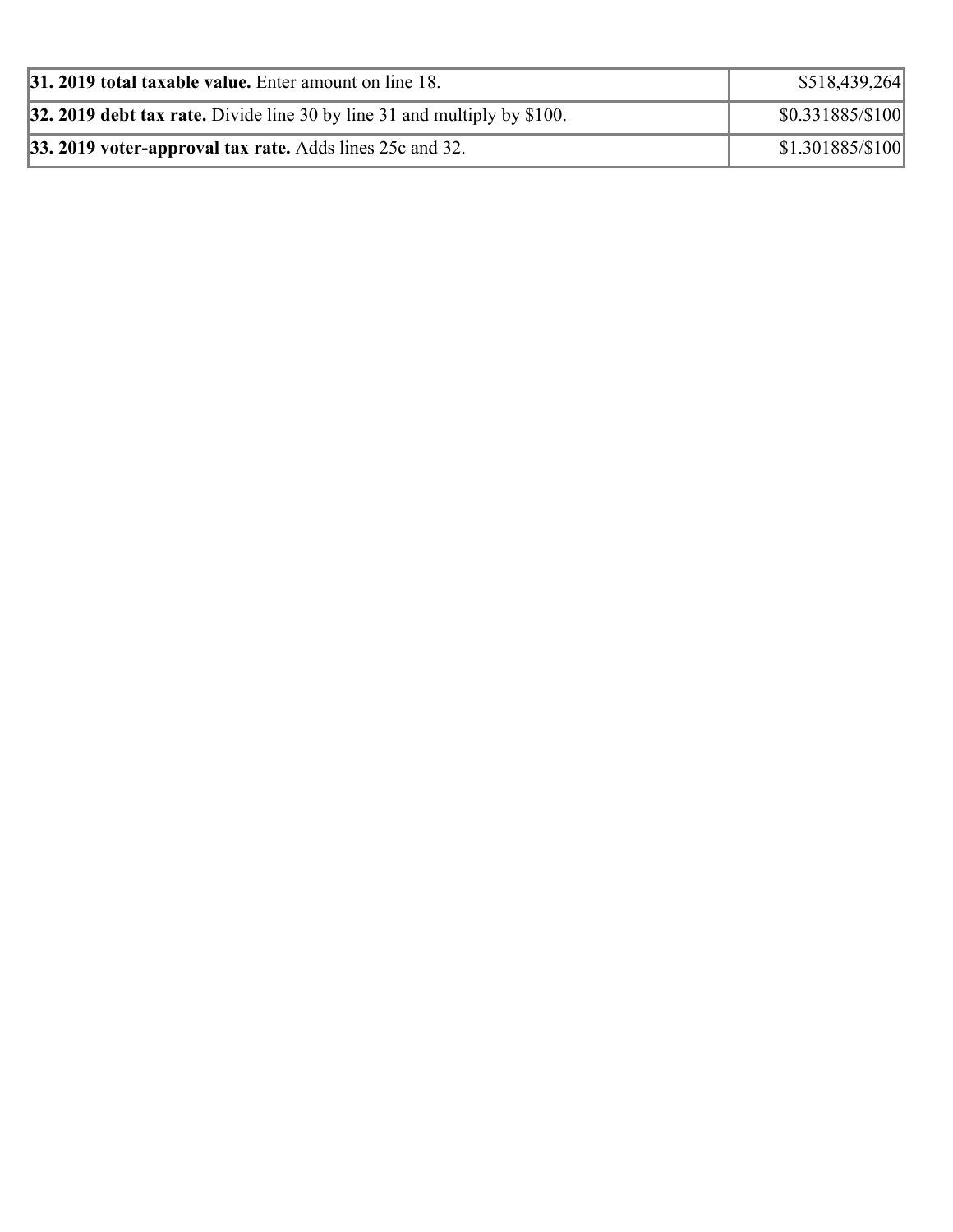| | |
|---|---|
| **31. 2019 total taxable value.** Enter amount on line 18. | $518,439,264 |
| **32. 2019 debt tax rate.** Divide line 30 by line 31 and multiply by $100. | $0.331885/$100 |
| **33. 2019 voter-approval tax rate.** Adds lines 25c and 32. | $1.301885/$100 |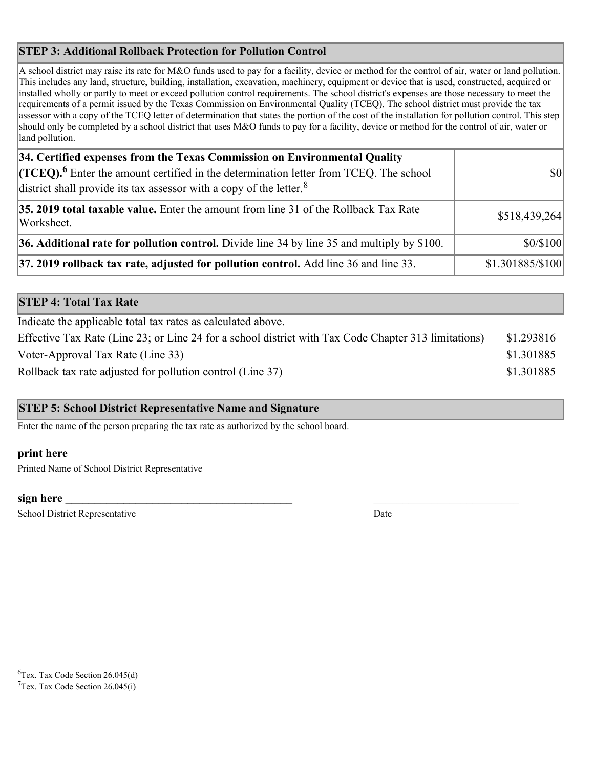## STEP 3: Additional Rollback Protection for Pollution Control

A school district may raise its rate for M&O funds used to pay for a facility, device or method for the control of air, water or land pollution. This includes any land, structure, building, installation, excavation, machinery, equipment or device that is used, constructed, acquired or installed wholly or partly to meet or exceed pollution control requirements. The school district's expenses are those necessary to meet the requirements of a permit issued by the Texas Commission on Environmental Quality (TCEQ). The school district must provide the tax assessor with a copy of the TCEQ letter of determination that states the portion of the cost of the installation for pollution control. This step should only be completed by a school district that uses M&O funds to pay for a facility, device or method for the control of air, water or land pollution.

| | |
|---|---|
| **34. Certified expenses from the Texas Commission on Environmental Quality (TCEQ).**[6] Enter the amount certified in the determination letter from TCEQ. The school district shall provide its tax assessor with a copy of the letter.[8] | $0 |
| **35. 2019 total taxable value.** Enter the amount from line 31 of the Rollback Tax Rate Worksheet. | $518,439,264 |
| **36. Additional rate for pollution control.** Divide line 34 by line 35 and multiply by $100. | $0/$100 |
| **37. 2019 rollback tax rate, adjusted for pollution control.** Add line 36 and line 33. | $1.301885/$100 |

## STEP 4: Total Tax Rate

Indicate the applicable total tax rates as calculated above.

| | |
|---|---|
| Effective Tax Rate (Line 23; or Line 24 for a school district with Tax Code Chapter 313 limitations) | $1.293816 |
| Voter-Approval Tax Rate (Line 33) | $1.301885 |
| Rollback tax rate adjusted for pollution control (Line 37) | $1.301885 |

## STEP 5: School District Representative Name and Signature

Enter the name of the person preparing the tax rate as authorized by the school board.

**print here**

Printed Name of School District Representative

**sign here** ________________________________________ ____________________________

School District Representative Date

[6]Tex. Tax Code Section 26.045(d)

[7]Tex. Tax Code Section 26.045(i)